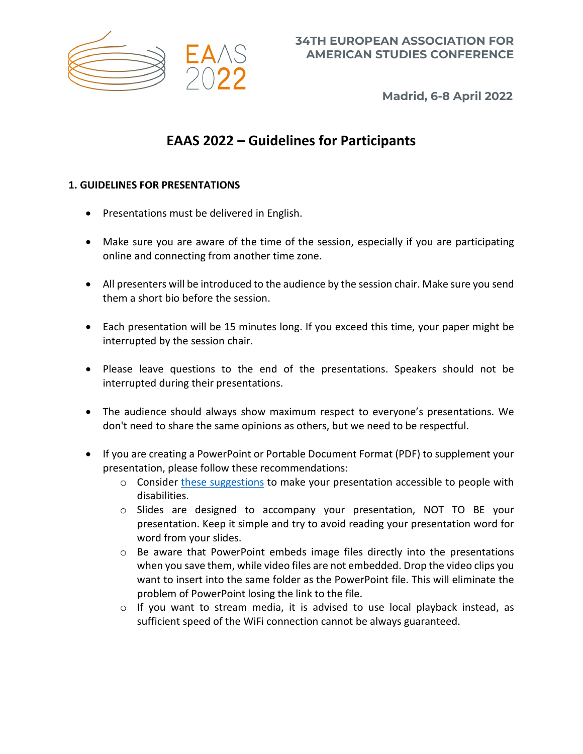EAAS 2022

**34TH EUROPEAN ASSOCIATION FOR AMERICAN STUDIES CONFERENCE**

**Madrid, 6-8 April 2022**

# EAAS 2022 – Guidelines for Participants

## 1. GUIDELINES FOR PRESENTATIONS

- Presentations must be delivered in English.
- Make sure you are aware of the time of the session, especially if you are participating online and connecting from another time zone.
- All presenters will be introduced to the audience by the session chair. Make sure you send them a short bio before the session.
- Each presentation will be 15 minutes long. If you exceed this time, your paper might be interrupted by the session chair.
- Please leave questions to the end of the presentations. Speakers should not be interrupted during their presentations.
- The audience should always show maximum respect to everyone's presentations. We don't need to share the same opinions as others, but we need to be respectful.
- If you are creating a PowerPoint or Portable Document Format (PDF) to supplement your presentation, please follow these recommendations:
  - Consider these suggestions to make your presentation accessible to people with disabilities.
  - Slides are designed to accompany your presentation, NOT TO BE your presentation. Keep it simple and try to avoid reading your presentation word for word from your slides.
  - Be aware that PowerPoint embeds image files directly into the presentations when you save them, while video files are not embedded. Drop the video clips you want to insert into the same folder as the PowerPoint file. This will eliminate the problem of PowerPoint losing the link to the file.
  - If you want to stream media, it is advised to use local playback instead, as sufficient speed of the WiFi connection cannot be always guaranteed.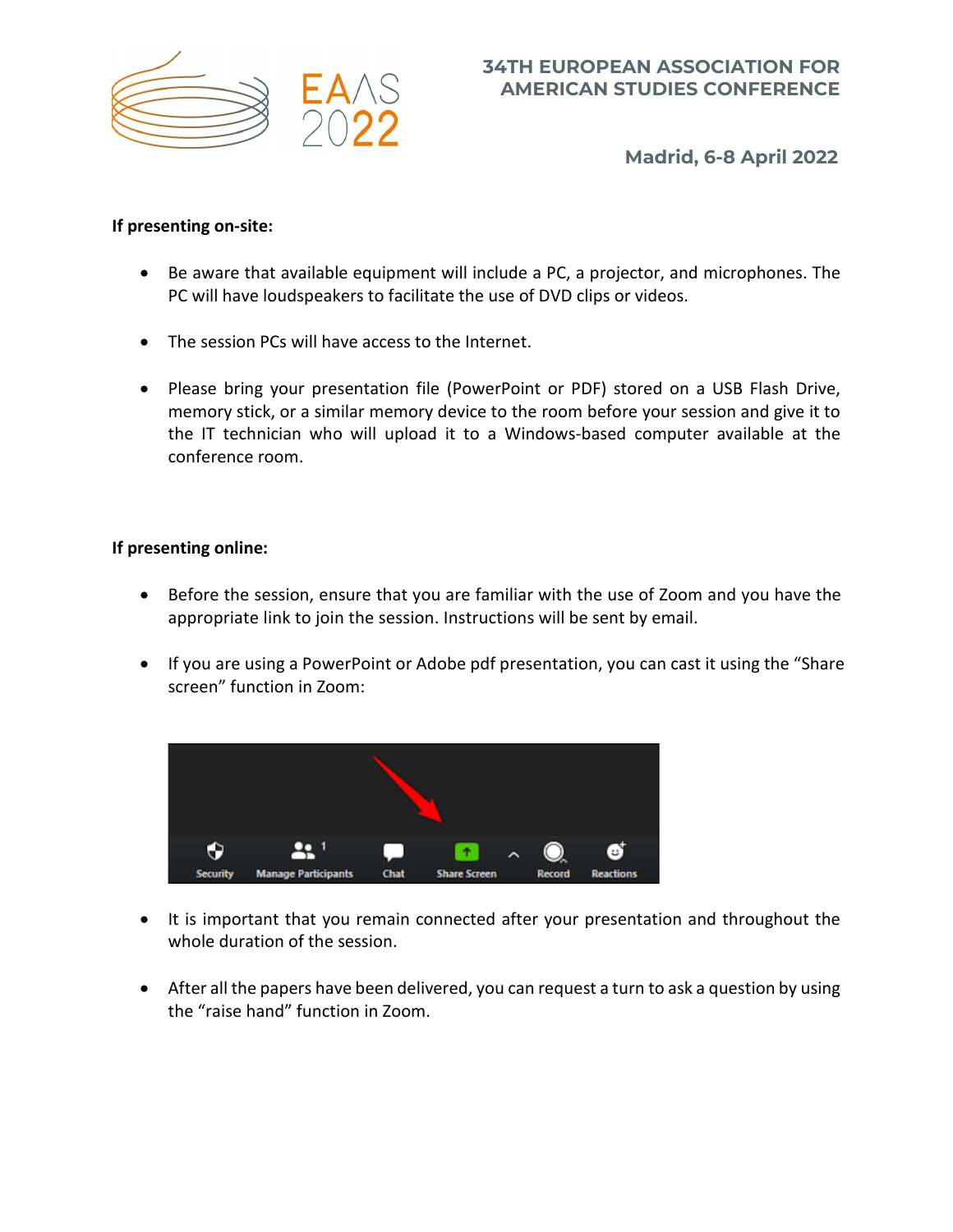**If presenting on-site:**

- Be aware that available equipment will include a PC, a projector, and microphones. The PC will have loudspeakers to facilitate the use of DVD clips or videos.
- The session PCs will have access to the Internet.
- Please bring your presentation file (PowerPoint or PDF) stored on a USB Flash Drive, memory stick, or a similar memory device to the room before your session and give it to the IT technician who will upload it to a Windows-based computer available at the conference room.

**If presenting online:**

- Before the session, ensure that you are familiar with the use of Zoom and you have the appropriate link to join the session. Instructions will be sent by email.
- If you are using a PowerPoint or Adobe pdf presentation, you can cast it using the "Share screen" function in Zoom:
- It is important that you remain connected after your presentation and throughout the whole duration of the session.
- After all the papers have been delivered, you can request a turn to ask a question by using the "raise hand" function in Zoom.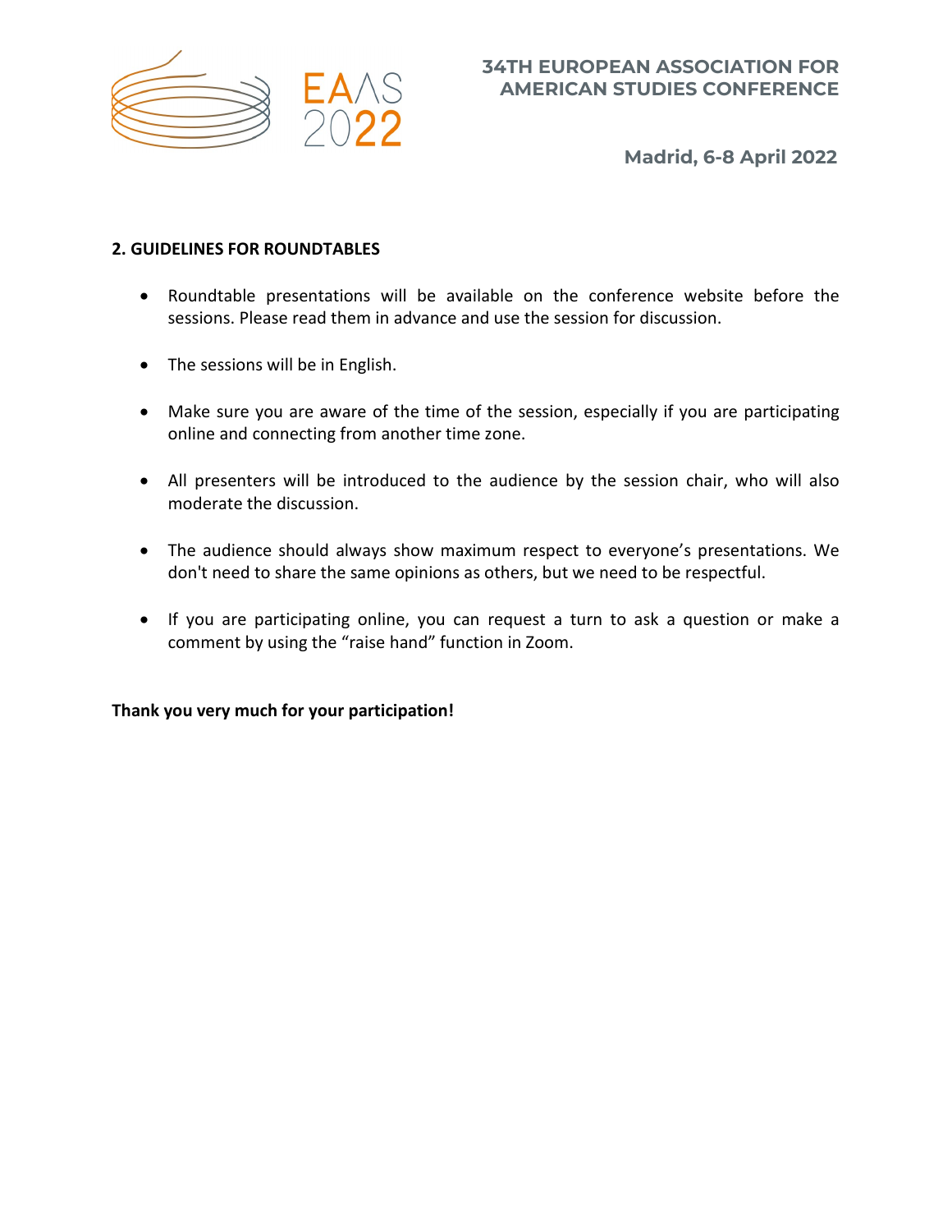## 2. GUIDELINES FOR ROUNDTABLES

- Roundtable presentations will be available on the conference website before the sessions. Please read them in advance and use the session for discussion.
- The sessions will be in English.
- Make sure you are aware of the time of the session, especially if you are participating online and connecting from another time zone.
- All presenters will be introduced to the audience by the session chair, who will also moderate the discussion.
- The audience should always show maximum respect to everyone's presentations. We don't need to share the same opinions as others, but we need to be respectful.
- If you are participating online, you can request a turn to ask a question or make a comment by using the "raise hand" function in Zoom.

**Thank you very much for your participation!**